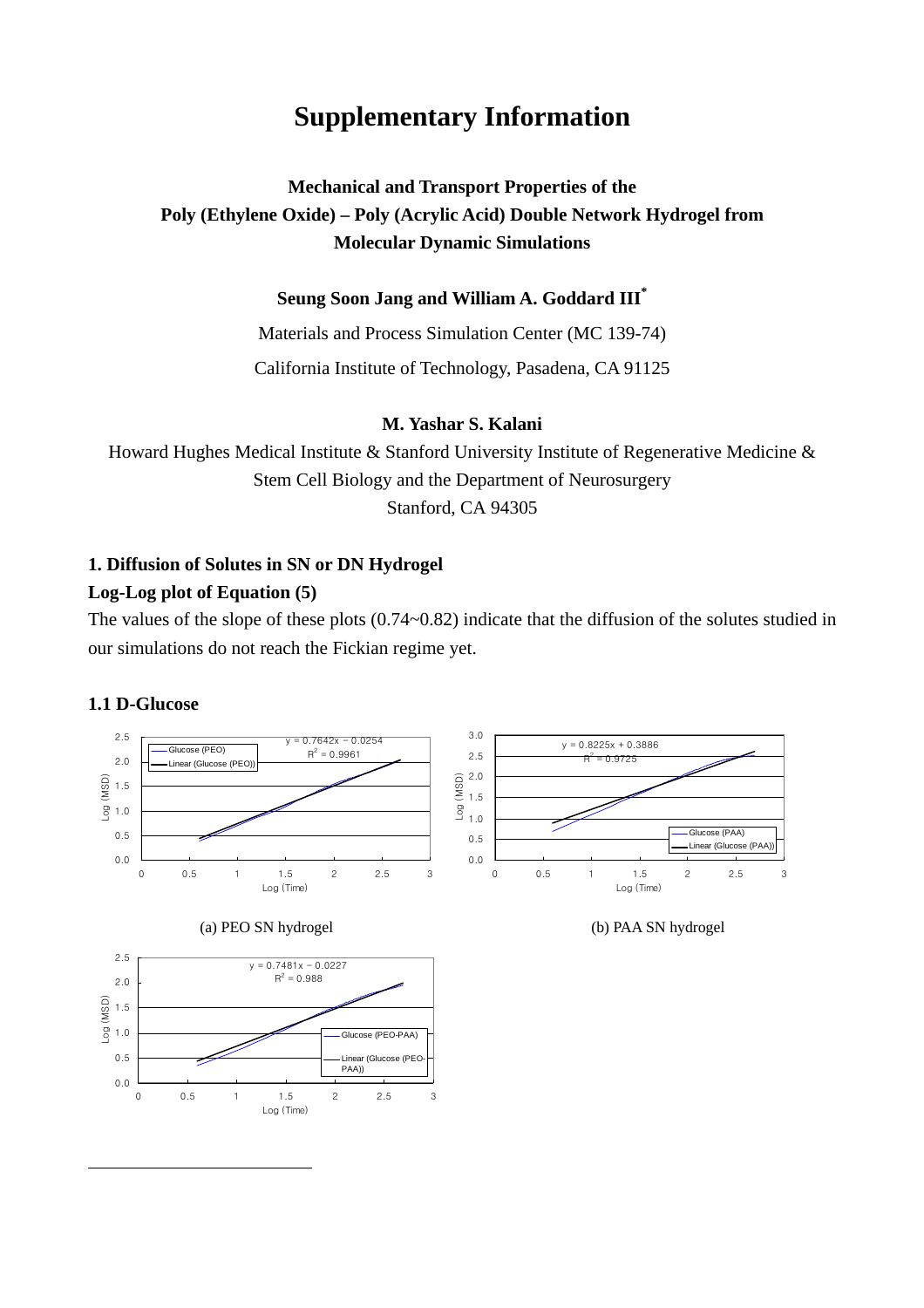# Supplementary Information

**Mechanical and Transport Properties of the Poly (Ethylene Oxide) – Poly (Acrylic Acid) Double Network Hydrogel from Molecular Dynamic Simulations**

**Seung Soon Jang and William A. Goddard III***

Materials and Process Simulation Center (MC 139-74)

California Institute of Technology, Pasadena, CA 91125

**M. Yashar S. Kalani**

Howard Hughes Medical Institute & Stanford University Institute of Regenerative Medicine & Stem Cell Biology and the Department of Neurosurgery

Stanford, CA 94305

## 1. Diffusion of Solutes in SN or DN Hydrogel

### Log-Log plot of Equation (5)

The values of the slope of these plots (0.74~0.82) indicate that the diffusion of the solutes studied in our simulations do not reach the Fickian regime yet.

### 1.1 D-Glucose

$y = 0.7642x - 0.0254$
$R^2 = 0.9961$

(a) PEO SN hydrogel

$y = 0.8225x + 0.3886$
$R^2 = 0.9725$

(b) PAA SN hydrogel

$y = 0.7481x - 0.0227$
$R^2 = 0.988$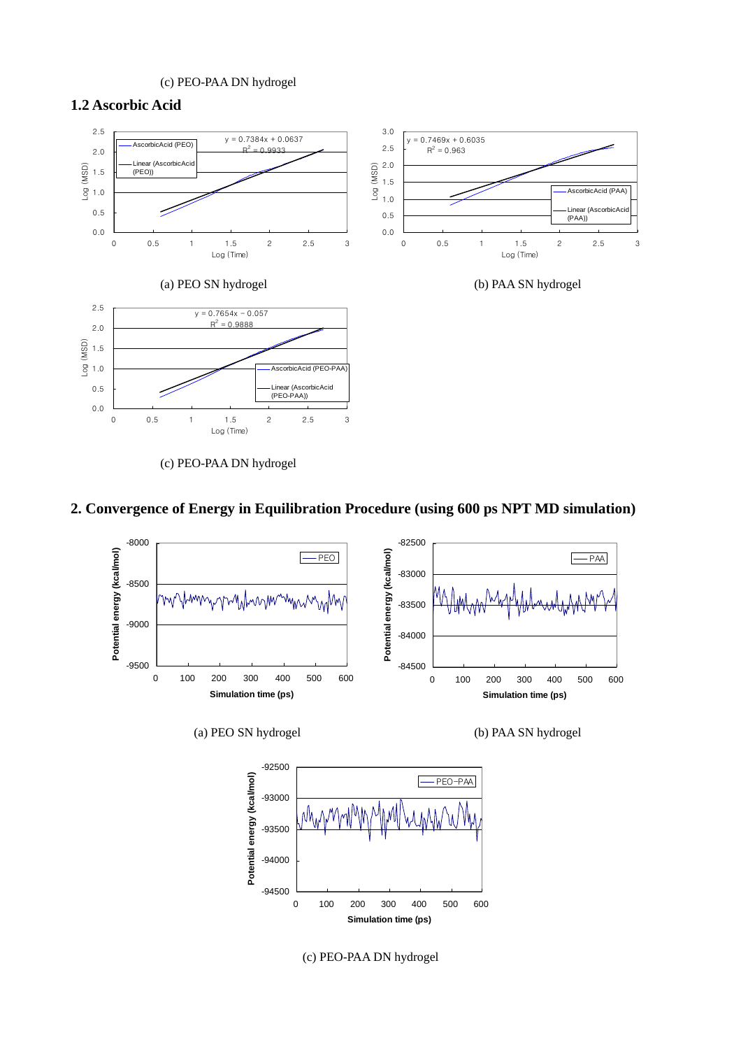(c) PEO-PAA DN hydrogel

## 1.2 Ascorbic Acid

y = 0.7384x + 0.0637
$R^2$ = 0.9933

AscorbicAcid (PEO)
Linear (AscorbicAcid (PEO))

Log (MSD)
2.5
2.0
1.5
1.0
0.5
0.0

0 0.5 1 1.5 2 2.5 3
Log (Time)

(a) PEO SN hydrogel

y = 0.7469x + 0.6035
$R^2$ = 0.963

AscorbicAcid (PAA)
Linear (AscorbicAcid (PAA))

Log (MSD)
3.0
2.5
2.0
1.5
1.0
0.5
0.0

0 0.5 1 1.5 2 2.5 3
Log (Time)

(b) PAA SN hydrogel

y = 0.7654x − 0.057
$R^2$ = 0.9888

AscorbicAcid (PEO-PAA)
Linear (AscorbicAcid (PEO-PAA))

Log (MSD)
2.5
2.0
1.5
1.0
0.5
0.0

0 0.5 1 1.5 2 2.5 3
Log (Time)

(c) PEO-PAA DN hydrogel

## 2. Convergence of Energy in Equilibration Procedure (using 600 ps NPT MD simulation)

PEO

Potential energy (kcal/mol)
-8000
-8500
-9000
-9500

0 100 200 300 400 500 600
Simulation time (ps)

(a) PEO SN hydrogel

PAA

Potential energy (kcal/mol)
-82500
-83000
-83500
-84000
-84500

0 100 200 300 400 500 600
Simulation time (ps)

(b) PAA SN hydrogel

PEO-PAA

Potential energy (kcal/mol)
-92500
-93000
-93500
-94000
-94500

0 100 200 300 400 500 600
Simulation time (ps)

(c) PEO-PAA DN hydrogel